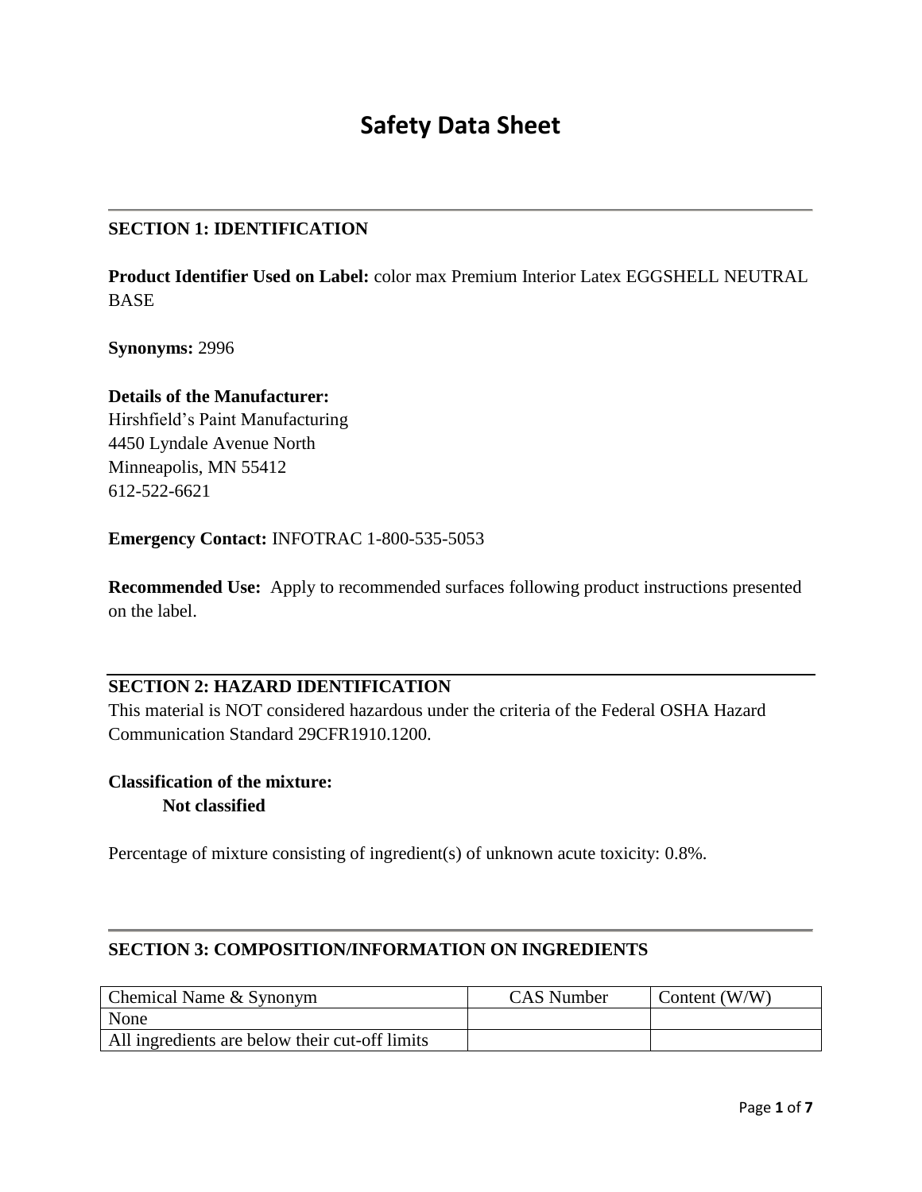# Safety Data Sheet

## SECTION 1: IDENTIFICATION

**Product Identifier Used on Label:** color max Premium Interior Latex EGGSHELL NEUTRAL BASE

**Synonyms:** 2996

**Details of the Manufacturer:**
Hirshfield's Paint Manufacturing
4450 Lyndale Avenue North
Minneapolis, MN 55412
612-522-6621

**Emergency Contact:** INFOTRAC 1-800-535-5053

**Recommended Use:** Apply to recommended surfaces following product instructions presented on the label.

## SECTION 2: HAZARD IDENTIFICATION

This material is NOT considered hazardous under the criteria of the Federal OSHA Hazard Communication Standard 29CFR1910.1200.

**Classification of the mixture:**

**Not classified**

Percentage of mixture consisting of ingredient(s) of unknown acute toxicity: 0.8%.

## SECTION 3: COMPOSITION/INFORMATION ON INGREDIENTS

| Chemical Name & Synonym | CAS Number | Content (W/W) |
|---|---|---|
| None | | |
| All ingredients are below their cut-off limits | | |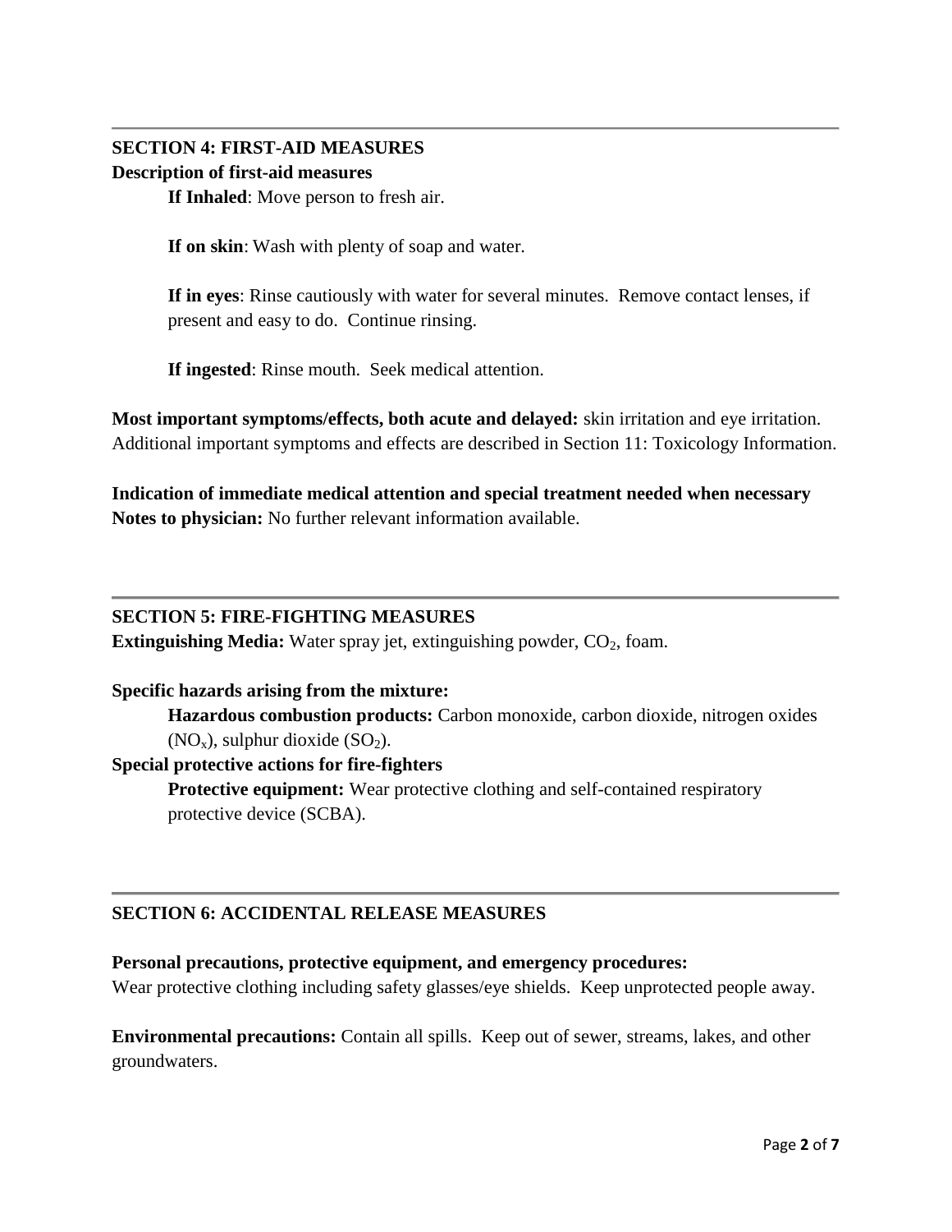## SECTION 4: FIRST-AID MEASURES

**Description of first-aid measures**

**If Inhaled**: Move person to fresh air.

**If on skin**: Wash with plenty of soap and water.

**If in eyes**: Rinse cautiously with water for several minutes. Remove contact lenses, if present and easy to do. Continue rinsing.

**If ingested**: Rinse mouth. Seek medical attention.

**Most important symptoms/effects, both acute and delayed:** skin irritation and eye irritation. Additional important symptoms and effects are described in Section 11: Toxicology Information.

**Indication of immediate medical attention and special treatment needed when necessary**
**Notes to physician:** No further relevant information available.

## SECTION 5: FIRE-FIGHTING MEASURES

**Extinguishing Media:** Water spray jet, extinguishing powder, $CO_2$, foam.

**Specific hazards arising from the mixture:**

**Hazardous combustion products:** Carbon monoxide, carbon dioxide, nitrogen oxides ($NO_x$), sulphur dioxide ($SO_2$).

**Special protective actions for fire-fighters**

**Protective equipment:** Wear protective clothing and self-contained respiratory protective device (SCBA).

## SECTION 6: ACCIDENTAL RELEASE MEASURES

**Personal precautions, protective equipment, and emergency procedures:**
Wear protective clothing including safety glasses/eye shields. Keep unprotected people away.

**Environmental precautions:** Contain all spills. Keep out of sewer, streams, lakes, and other groundwaters.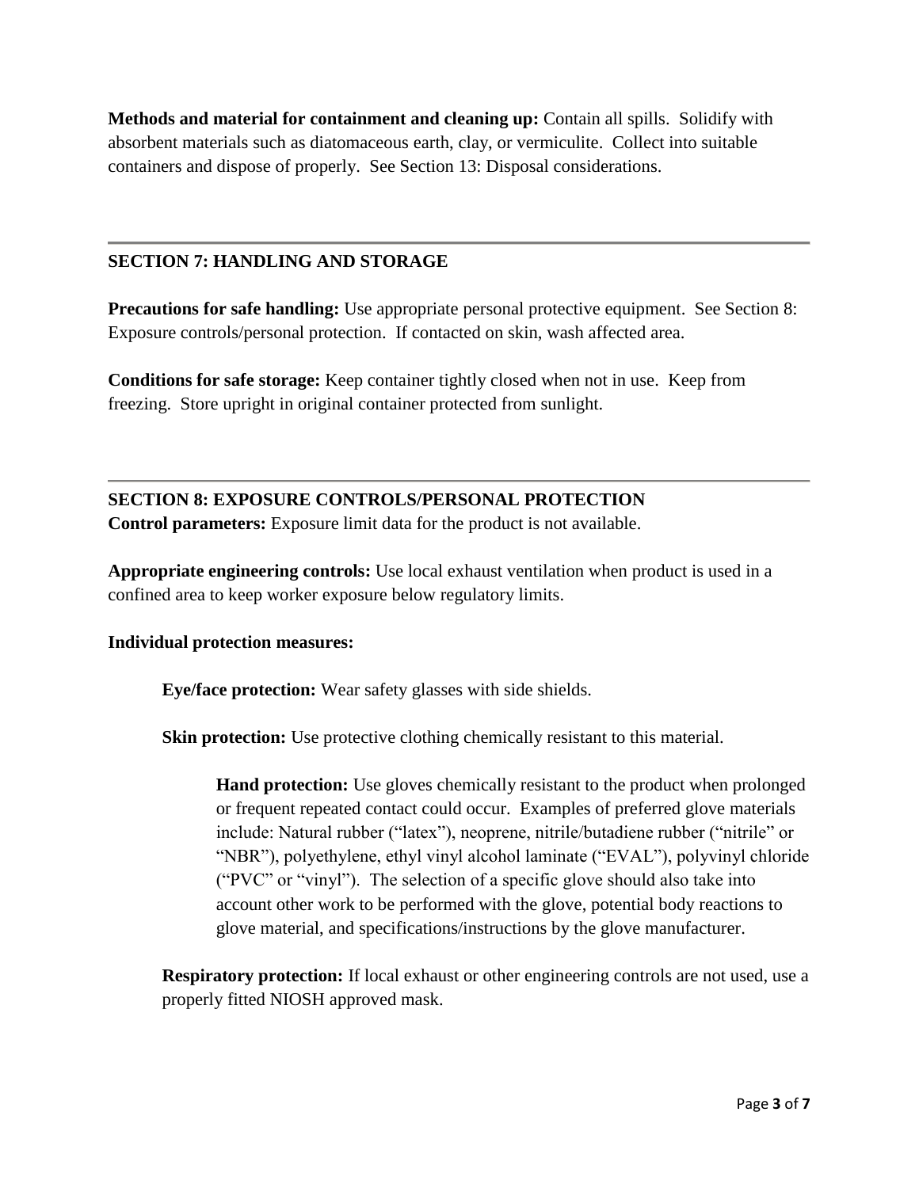**Methods and material for containment and cleaning up:** Contain all spills. Solidify with absorbent materials such as diatomaceous earth, clay, or vermiculite. Collect into suitable containers and dispose of properly. See Section 13: Disposal considerations.

---

## SECTION 7: HANDLING AND STORAGE

**Precautions for safe handling:** Use appropriate personal protective equipment. See Section 8: Exposure controls/personal protection. If contacted on skin, wash affected area.

**Conditions for safe storage:** Keep container tightly closed when not in use. Keep from freezing. Store upright in original container protected from sunlight.

---

## SECTION 8: EXPOSURE CONTROLS/PERSONAL PROTECTION

**Control parameters:** Exposure limit data for the product is not available.

**Appropriate engineering controls:** Use local exhaust ventilation when product is used in a confined area to keep worker exposure below regulatory limits.

**Individual protection measures:**

**Eye/face protection:** Wear safety glasses with side shields.

**Skin protection:** Use protective clothing chemically resistant to this material.

**Hand protection:** Use gloves chemically resistant to the product when prolonged or frequent repeated contact could occur. Examples of preferred glove materials include: Natural rubber ("latex"), neoprene, nitrile/butadiene rubber ("nitrile" or "NBR"), polyethylene, ethyl vinyl alcohol laminate ("EVAL"), polyvinyl chloride ("PVC" or "vinyl"). The selection of a specific glove should also take into account other work to be performed with the glove, potential body reactions to glove material, and specifications/instructions by the glove manufacturer.

**Respiratory protection:** If local exhaust or other engineering controls are not used, use a properly fitted NIOSH approved mask.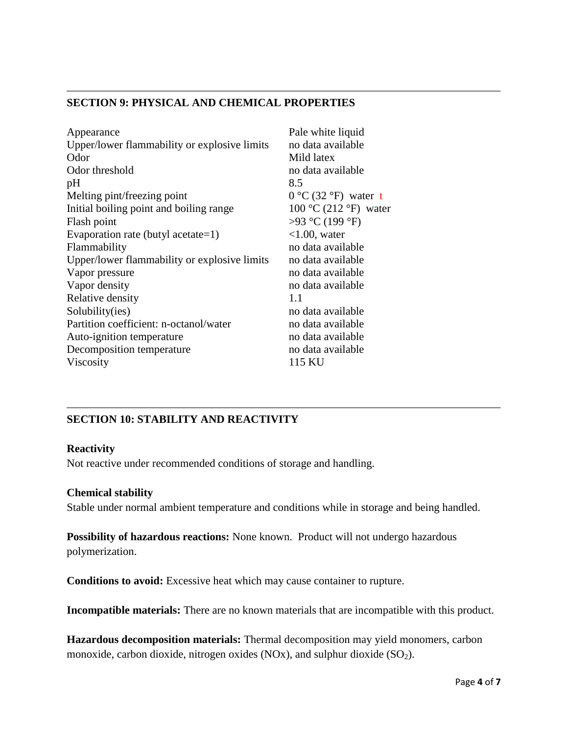## SECTION 9: PHYSICAL AND CHEMICAL PROPERTIES

| | |
|---|---|
| Appearance | Pale white liquid |
| Upper/lower flammability or explosive limits | no data available |
| Odor | Mild latex |
| Odor threshold | no data available |
| pH | 8.5 |
| Melting pint/freezing point | 0 °C (32 °F) water t |
| Initial boiling point and boiling range | 100 °C (212 °F) water |
| Flash point | >93 °C (199 °F) |
| Evaporation rate (butyl acetate=1) | <1.00, water |
| Flammability | no data available |
| Upper/lower flammability or explosive limits | no data available |
| Vapor pressure | no data available |
| Vapor density | no data available |
| Relative density | 1.1 |
| Solubility(ies) | no data available |
| Partition coefficient: n-octanol/water | no data available |
| Auto-ignition temperature | no data available |
| Decomposition temperature | no data available |
| Viscosity | 115 KU |

## SECTION 10: STABILITY AND REACTIVITY

**Reactivity**

Not reactive under recommended conditions of storage and handling.

**Chemical stability**

Stable under normal ambient temperature and conditions while in storage and being handled.

**Possibility of hazardous reactions:** None known. Product will not undergo hazardous polymerization.

**Conditions to avoid:** Excessive heat which may cause container to rupture.

**Incompatible materials:** There are no known materials that are incompatible with this product.

**Hazardous decomposition materials:** Thermal decomposition may yield monomers, carbon monoxide, carbon dioxide, nitrogen oxides (NOx), and sulphur dioxide ($SO_2$).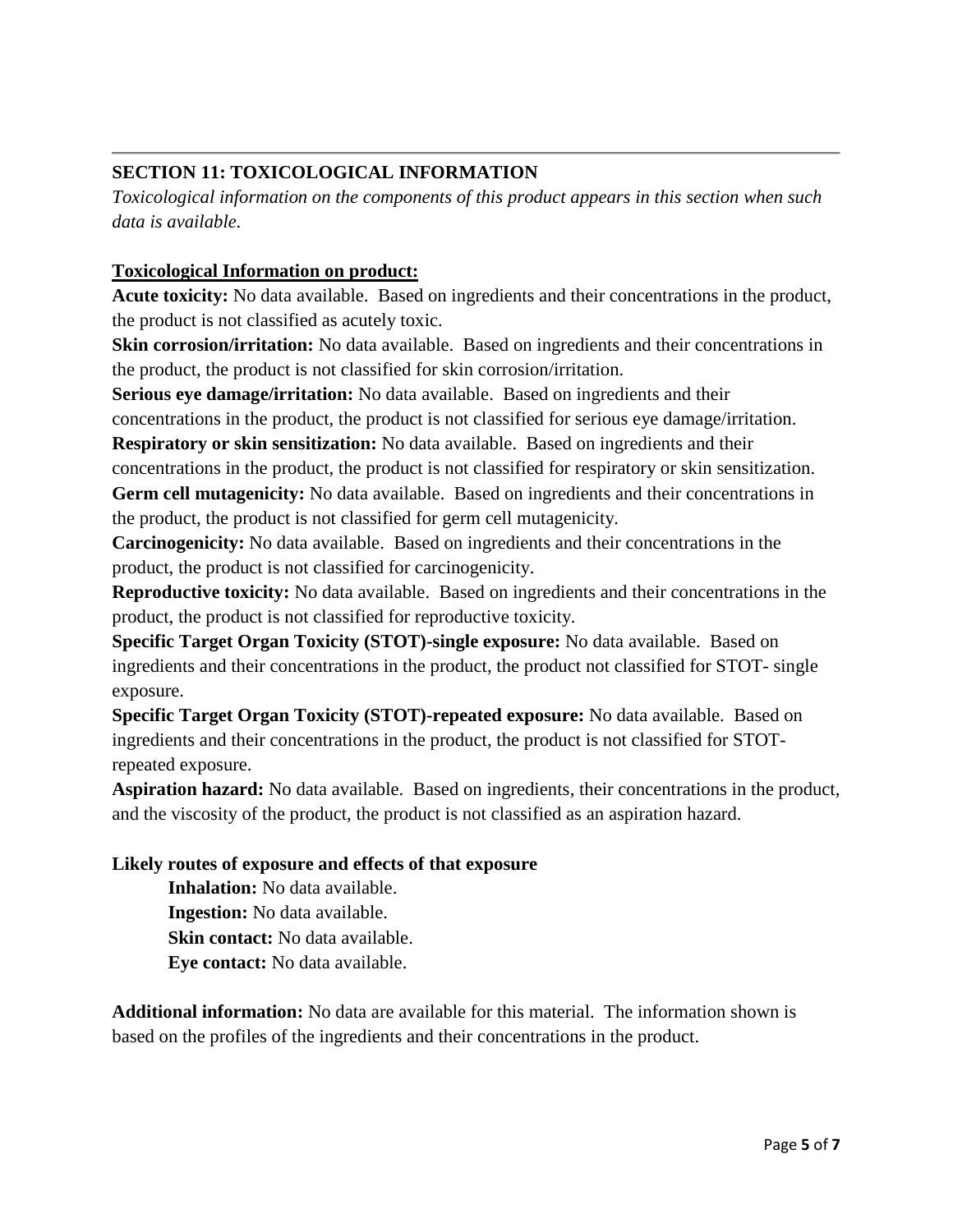## SECTION 11: TOXICOLOGICAL INFORMATION

*Toxicological information on the components of this product appears in this section when such data is available.*

**Toxicological Information on product:**

**Acute toxicity:** No data available. Based on ingredients and their concentrations in the product, the product is not classified as acutely toxic.

**Skin corrosion/irritation:** No data available. Based on ingredients and their concentrations in the product, the product is not classified for skin corrosion/irritation.

**Serious eye damage/irritation:** No data available. Based on ingredients and their concentrations in the product, the product is not classified for serious eye damage/irritation.

**Respiratory or skin sensitization:** No data available. Based on ingredients and their concentrations in the product, the product is not classified for respiratory or skin sensitization.

**Germ cell mutagenicity:** No data available. Based on ingredients and their concentrations in the product, the product is not classified for germ cell mutagenicity.

**Carcinogenicity:** No data available. Based on ingredients and their concentrations in the product, the product is not classified for carcinogenicity.

**Reproductive toxicity:** No data available. Based on ingredients and their concentrations in the product, the product is not classified for reproductive toxicity.

**Specific Target Organ Toxicity (STOT)-single exposure:** No data available. Based on ingredients and their concentrations in the product, the product not classified for STOT- single exposure.

**Specific Target Organ Toxicity (STOT)-repeated exposure:** No data available. Based on ingredients and their concentrations in the product, the product is not classified for STOT-repeated exposure.

**Aspiration hazard:** No data available. Based on ingredients, their concentrations in the product, and the viscosity of the product, the product is not classified as an aspiration hazard.

**Likely routes of exposure and effects of that exposure**

- **Inhalation:** No data available.
- **Ingestion:** No data available.
- **Skin contact:** No data available.
- **Eye contact:** No data available.

**Additional information:** No data are available for this material. The information shown is based on the profiles of the ingredients and their concentrations in the product.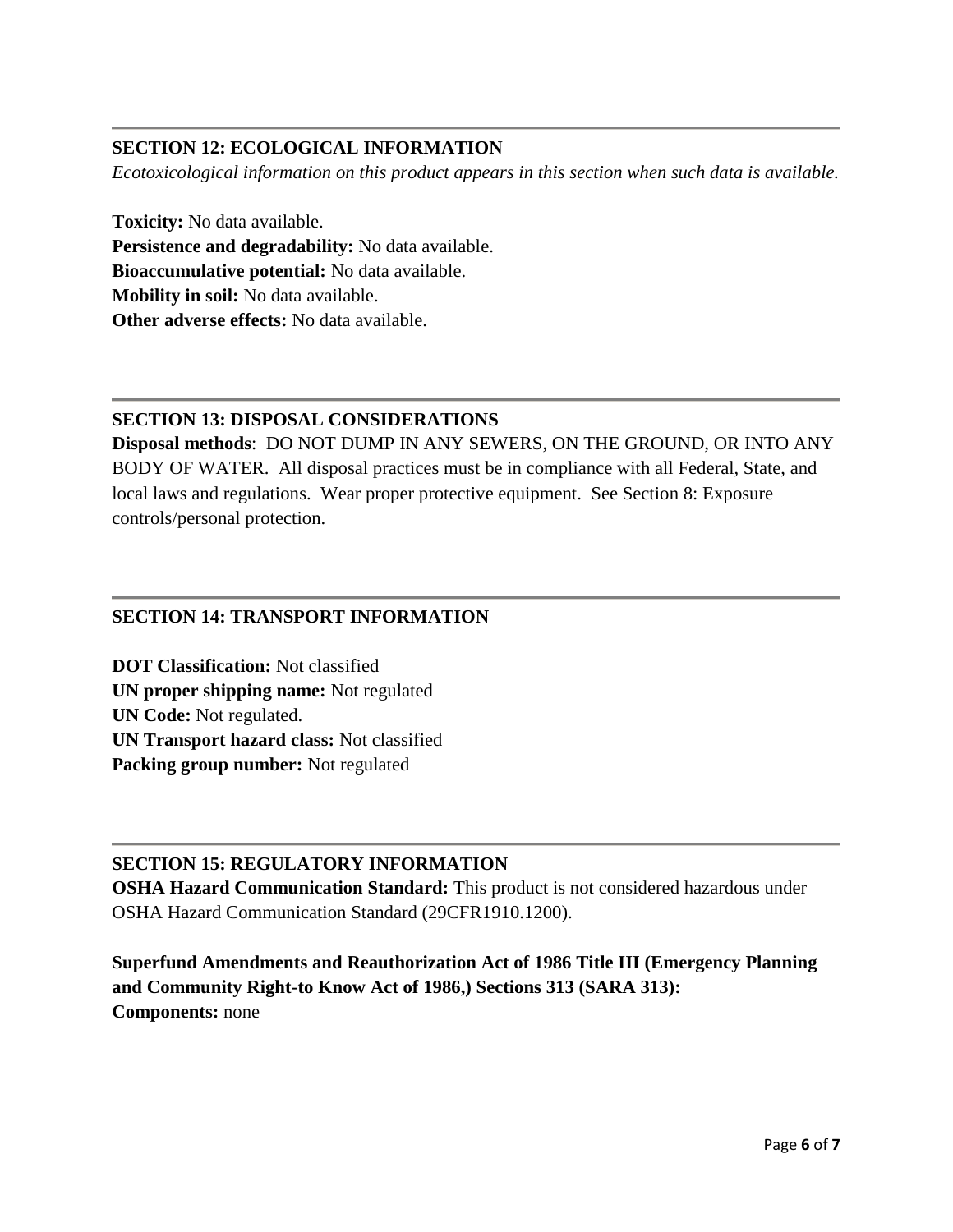## SECTION 12: ECOLOGICAL INFORMATION

*Ecotoxicological information on this product appears in this section when such data is available.*

**Toxicity:** No data available.
**Persistence and degradability:** No data available.
**Bioaccumulative potential:** No data available.
**Mobility in soil:** No data available.
**Other adverse effects:** No data available.

## SECTION 13: DISPOSAL CONSIDERATIONS

**Disposal methods**: DO NOT DUMP IN ANY SEWERS, ON THE GROUND, OR INTO ANY BODY OF WATER. All disposal practices must be in compliance with all Federal, State, and local laws and regulations. Wear proper protective equipment. See Section 8: Exposure controls/personal protection.

## SECTION 14: TRANSPORT INFORMATION

**DOT Classification:** Not classified
**UN proper shipping name:** Not regulated
**UN Code:** Not regulated.
**UN Transport hazard class:** Not classified
**Packing group number:** Not regulated

## SECTION 15: REGULATORY INFORMATION

**OSHA Hazard Communication Standard:** This product is not considered hazardous under OSHA Hazard Communication Standard (29CFR1910.1200).

**Superfund Amendments and Reauthorization Act of 1986 Title III (Emergency Planning and Community Right-to Know Act of 1986,) Sections 313 (SARA 313):**
**Components:** none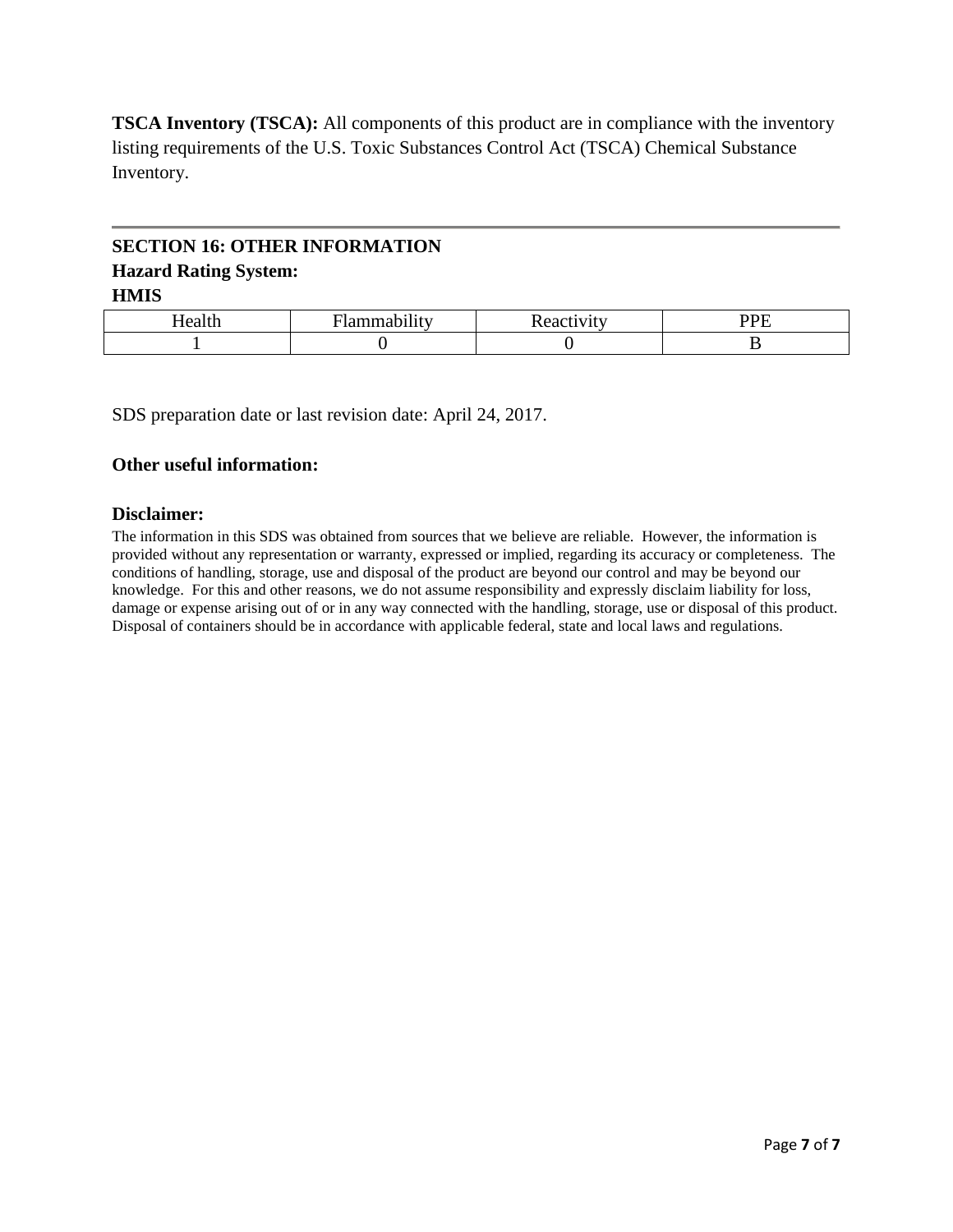**TSCA Inventory (TSCA):** All components of this product are in compliance with the inventory listing requirements of the U.S. Toxic Substances Control Act (TSCA) Chemical Substance Inventory.

---

## SECTION 16: OTHER INFORMATION

**Hazard Rating System:**

**HMIS**

| Health | Flammability | Reactivity | PPE |
|---|---|---|---|
| 1 | 0 | 0 | B |

SDS preparation date or last revision date: April 24, 2017.

**Other useful information:**

**Disclaimer:**

The information in this SDS was obtained from sources that we believe are reliable. However, the information is provided without any representation or warranty, expressed or implied, regarding its accuracy or completeness. The conditions of handling, storage, use and disposal of the product are beyond our control and may be beyond our knowledge. For this and other reasons, we do not assume responsibility and expressly disclaim liability for loss, damage or expense arising out of or in any way connected with the handling, storage, use or disposal of this product. Disposal of containers should be in accordance with applicable federal, state and local laws and regulations.